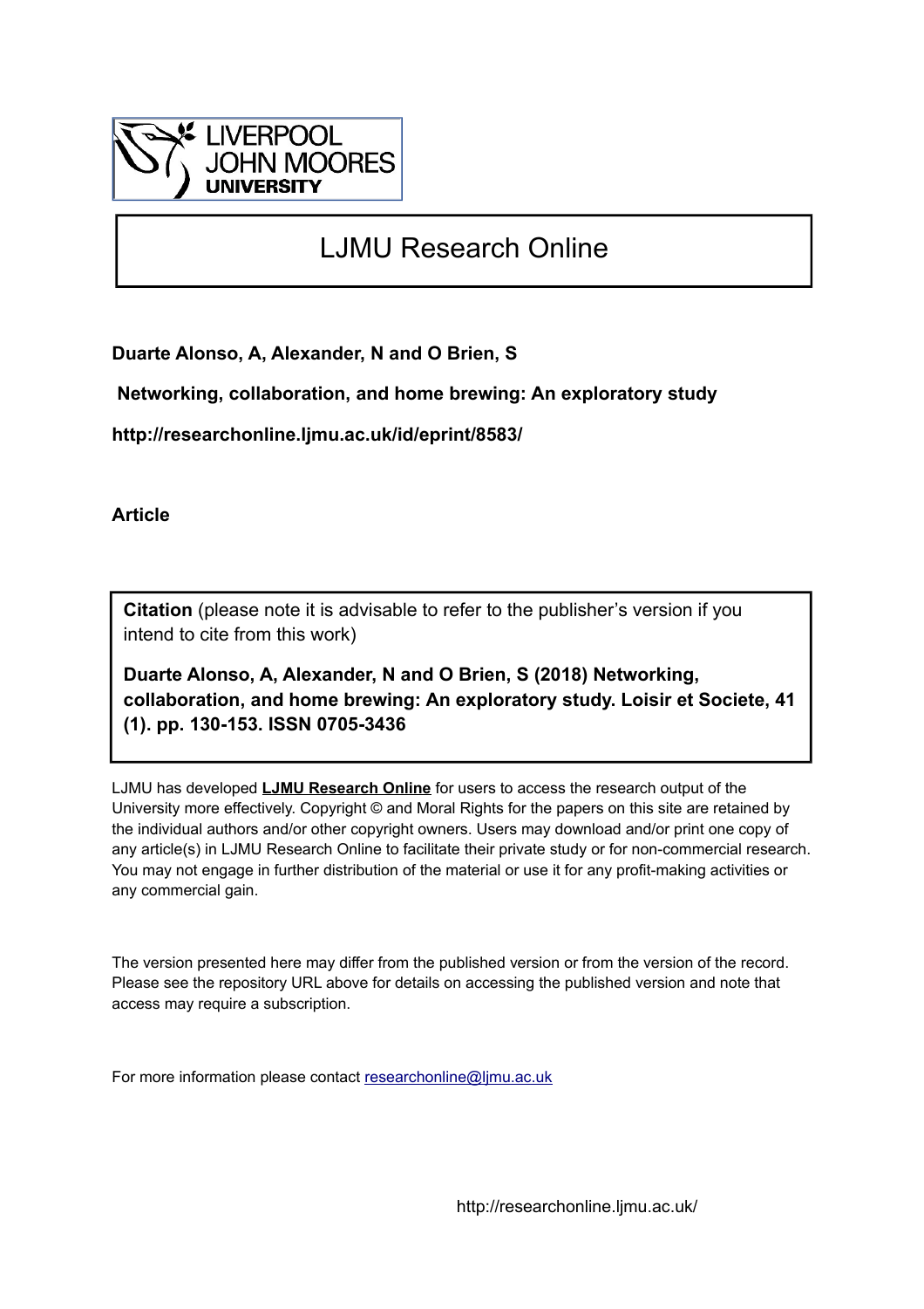LIVERPOOL JOHN MOORES UNIVERSITY

# LJMU Research Online

**Duarte Alonso, A, Alexander, N and O Brien, S**

**Networking, collaboration, and home brewing: An exploratory study**

**http://researchonline.ljmu.ac.uk/id/eprint/8583/**

**Article**

**Citation** (please note it is advisable to refer to the publisher's version if you intend to cite from this work)

**Duarte Alonso, A, Alexander, N and O Brien, S (2018) Networking, collaboration, and home brewing: An exploratory study. Loisir et Societe, 41 (1). pp. 130-153. ISSN 0705-3436**

LJMU has developed **LJMU Research Online** for users to access the research output of the University more effectively. Copyright © and Moral Rights for the papers on this site are retained by the individual authors and/or other copyright owners. Users may download and/or print one copy of any article(s) in LJMU Research Online to facilitate their private study or for non-commercial research. You may not engage in further distribution of the material or use it for any profit-making activities or any commercial gain.

The version presented here may differ from the published version or from the version of the record. Please see the repository URL above for details on accessing the published version and note that access may require a subscription.

For more information please contact researchonline@ljmu.ac.uk

http://researchonline.ljmu.ac.uk/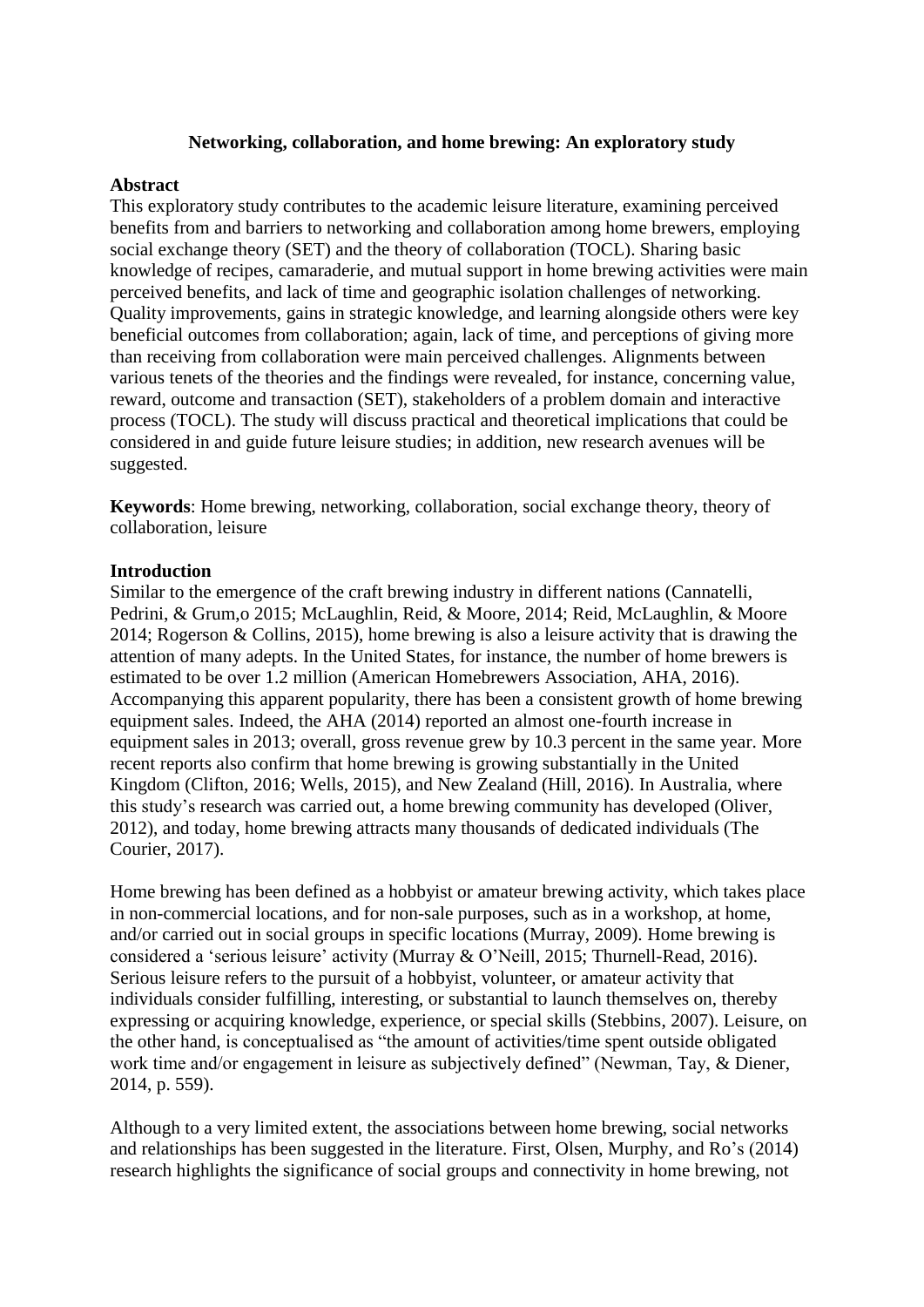**Networking, collaboration, and home brewing: An exploratory study**

**Abstract**

This exploratory study contributes to the academic leisure literature, examining perceived benefits from and barriers to networking and collaboration among home brewers, employing social exchange theory (SET) and the theory of collaboration (TOCL). Sharing basic knowledge of recipes, camaraderie, and mutual support in home brewing activities were main perceived benefits, and lack of time and geographic isolation challenges of networking. Quality improvements, gains in strategic knowledge, and learning alongside others were key beneficial outcomes from collaboration; again, lack of time, and perceptions of giving more than receiving from collaboration were main perceived challenges. Alignments between various tenets of the theories and the findings were revealed, for instance, concerning value, reward, outcome and transaction (SET), stakeholders of a problem domain and interactive process (TOCL). The study will discuss practical and theoretical implications that could be considered in and guide future leisure studies; in addition, new research avenues will be suggested.

**Keywords**: Home brewing, networking, collaboration, social exchange theory, theory of collaboration, leisure

**Introduction**

Similar to the emergence of the craft brewing industry in different nations (Cannatelli, Pedrini, & Grum,o 2015; McLaughlin, Reid, & Moore, 2014; Reid, McLaughlin, & Moore 2014; Rogerson & Collins, 2015), home brewing is also a leisure activity that is drawing the attention of many adepts. In the United States, for instance, the number of home brewers is estimated to be over 1.2 million (American Homebrewers Association, AHA, 2016). Accompanying this apparent popularity, there has been a consistent growth of home brewing equipment sales. Indeed, the AHA (2014) reported an almost one-fourth increase in equipment sales in 2013; overall, gross revenue grew by 10.3 percent in the same year. More recent reports also confirm that home brewing is growing substantially in the United Kingdom (Clifton, 2016; Wells, 2015), and New Zealand (Hill, 2016). In Australia, where this study's research was carried out, a home brewing community has developed (Oliver, 2012), and today, home brewing attracts many thousands of dedicated individuals (The Courier, 2017).

Home brewing has been defined as a hobbyist or amateur brewing activity, which takes place in non-commercial locations, and for non-sale purposes, such as in a workshop, at home, and/or carried out in social groups in specific locations (Murray, 2009). Home brewing is considered a 'serious leisure' activity (Murray & O'Neill, 2015; Thurnell-Read, 2016). Serious leisure refers to the pursuit of a hobbyist, volunteer, or amateur activity that individuals consider fulfilling, interesting, or substantial to launch themselves on, thereby expressing or acquiring knowledge, experience, or special skills (Stebbins, 2007). Leisure, on the other hand, is conceptualised as "the amount of activities/time spent outside obligated work time and/or engagement in leisure as subjectively defined" (Newman, Tay, & Diener, 2014, p. 559).

Although to a very limited extent, the associations between home brewing, social networks and relationships has been suggested in the literature. First, Olsen, Murphy, and Ro's (2014) research highlights the significance of social groups and connectivity in home brewing, not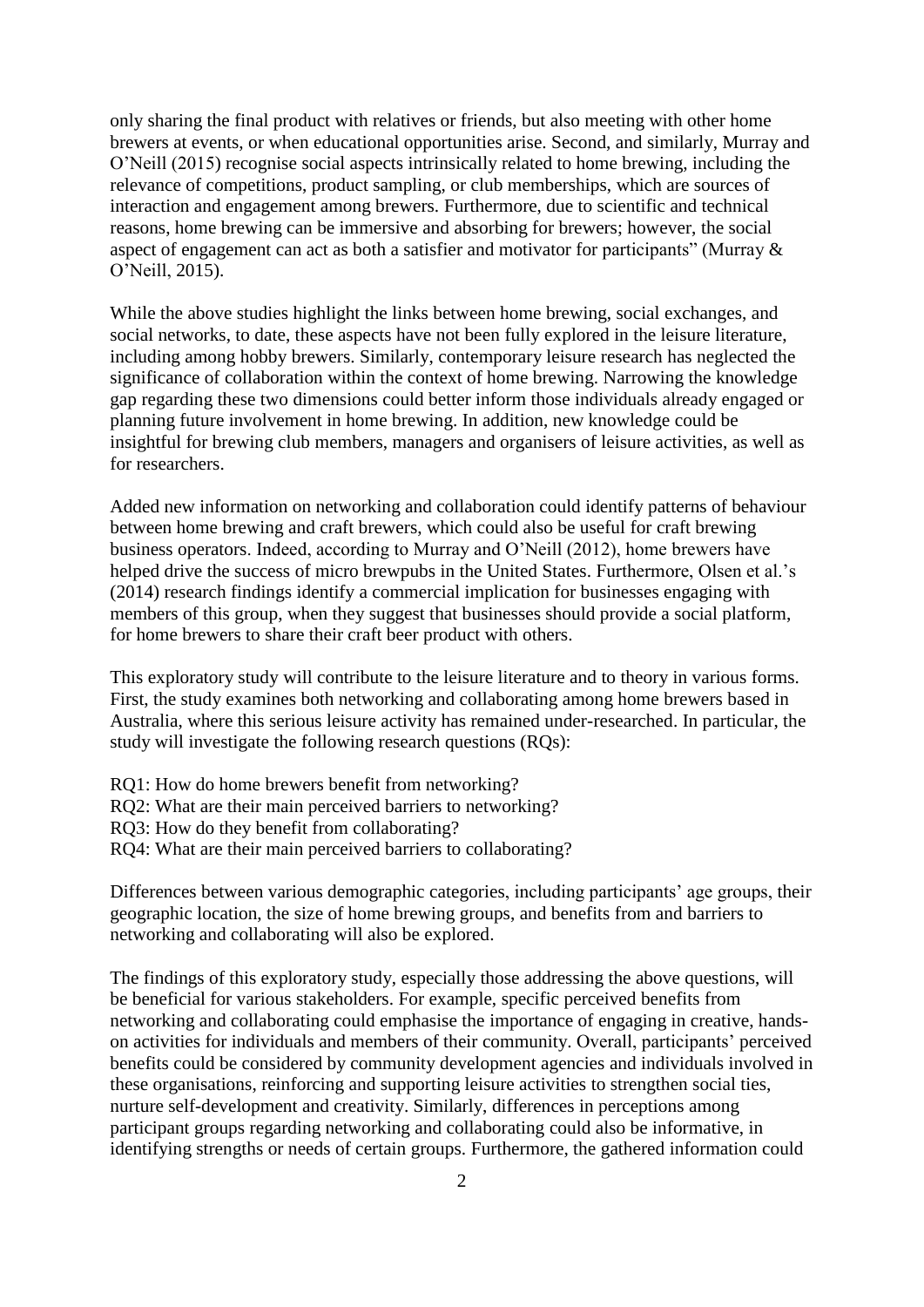only sharing the final product with relatives or friends, but also meeting with other home brewers at events, or when educational opportunities arise. Second, and similarly, Murray and O'Neill (2015) recognise social aspects intrinsically related to home brewing, including the relevance of competitions, product sampling, or club memberships, which are sources of interaction and engagement among brewers. Furthermore, due to scientific and technical reasons, home brewing can be immersive and absorbing for brewers; however, the social aspect of engagement can act as both a satisfier and motivator for participants" (Murray & O'Neill, 2015).

While the above studies highlight the links between home brewing, social exchanges, and social networks, to date, these aspects have not been fully explored in the leisure literature, including among hobby brewers. Similarly, contemporary leisure research has neglected the significance of collaboration within the context of home brewing. Narrowing the knowledge gap regarding these two dimensions could better inform those individuals already engaged or planning future involvement in home brewing. In addition, new knowledge could be insightful for brewing club members, managers and organisers of leisure activities, as well as for researchers.

Added new information on networking and collaboration could identify patterns of behaviour between home brewing and craft brewers, which could also be useful for craft brewing business operators. Indeed, according to Murray and O'Neill (2012), home brewers have helped drive the success of micro brewpubs in the United States. Furthermore, Olsen et al.'s (2014) research findings identify a commercial implication for businesses engaging with members of this group, when they suggest that businesses should provide a social platform, for home brewers to share their craft beer product with others.

This exploratory study will contribute to the leisure literature and to theory in various forms. First, the study examines both networking and collaborating among home brewers based in Australia, where this serious leisure activity has remained under-researched. In particular, the study will investigate the following research questions (RQs):

RQ1: How do home brewers benefit from networking?
RQ2: What are their main perceived barriers to networking?
RQ3: How do they benefit from collaborating?
RQ4: What are their main perceived barriers to collaborating?

Differences between various demographic categories, including participants' age groups, their geographic location, the size of home brewing groups, and benefits from and barriers to networking and collaborating will also be explored.

The findings of this exploratory study, especially those addressing the above questions, will be beneficial for various stakeholders. For example, specific perceived benefits from networking and collaborating could emphasise the importance of engaging in creative, hands-on activities for individuals and members of their community. Overall, participants' perceived benefits could be considered by community development agencies and individuals involved in these organisations, reinforcing and supporting leisure activities to strengthen social ties, nurture self-development and creativity. Similarly, differences in perceptions among participant groups regarding networking and collaborating could also be informative, in identifying strengths or needs of certain groups. Furthermore, the gathered information could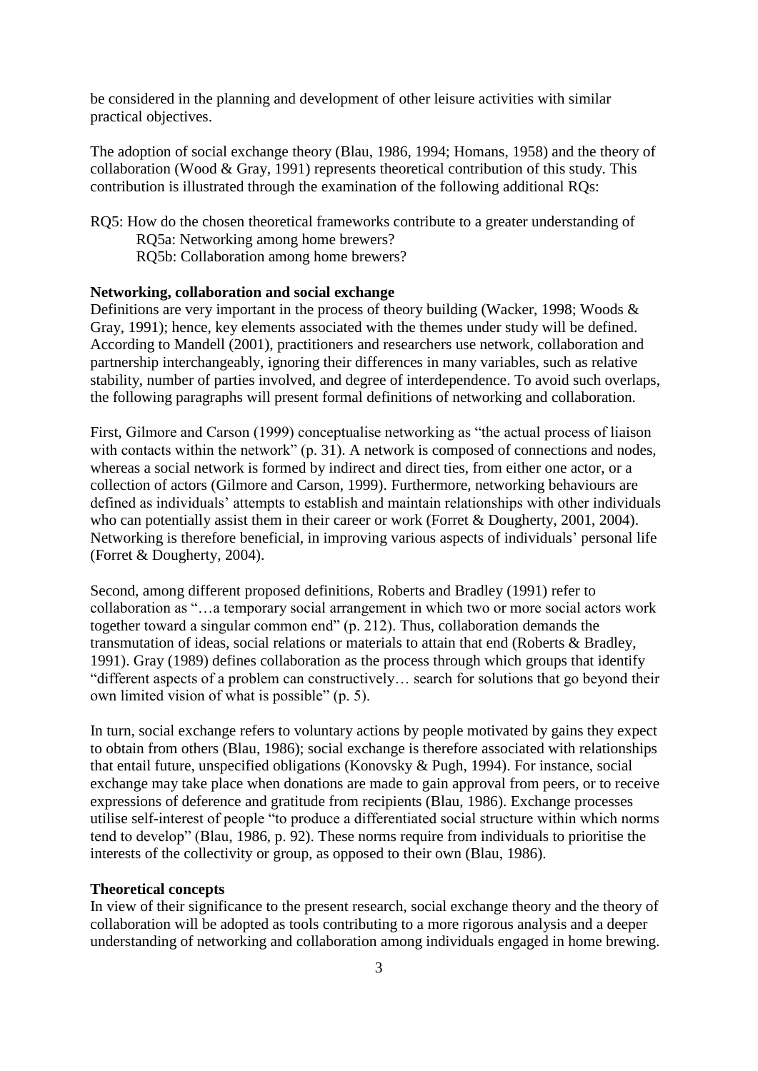be considered in the planning and development of other leisure activities with similar practical objectives.

The adoption of social exchange theory (Blau, 1986, 1994; Homans, 1958) and the theory of collaboration (Wood & Gray, 1991) represents theoretical contribution of this study. This contribution is illustrated through the examination of the following additional RQs:

RQ5: How do the chosen theoretical frameworks contribute to a greater understanding of
  RQ5a: Networking among home brewers?
  RQ5b: Collaboration among home brewers?

**Networking, collaboration and social exchange**

Definitions are very important in the process of theory building (Wacker, 1998; Woods & Gray, 1991); hence, key elements associated with the themes under study will be defined. According to Mandell (2001), practitioners and researchers use network, collaboration and partnership interchangeably, ignoring their differences in many variables, such as relative stability, number of parties involved, and degree of interdependence. To avoid such overlaps, the following paragraphs will present formal definitions of networking and collaboration.

First, Gilmore and Carson (1999) conceptualise networking as "the actual process of liaison with contacts within the network" (p. 31). A network is composed of connections and nodes, whereas a social network is formed by indirect and direct ties, from either one actor, or a collection of actors (Gilmore and Carson, 1999). Furthermore, networking behaviours are defined as individuals' attempts to establish and maintain relationships with other individuals who can potentially assist them in their career or work (Forret & Dougherty, 2001, 2004). Networking is therefore beneficial, in improving various aspects of individuals' personal life (Forret & Dougherty, 2004).

Second, among different proposed definitions, Roberts and Bradley (1991) refer to collaboration as "…a temporary social arrangement in which two or more social actors work together toward a singular common end" (p. 212). Thus, collaboration demands the transmutation of ideas, social relations or materials to attain that end (Roberts & Bradley, 1991). Gray (1989) defines collaboration as the process through which groups that identify "different aspects of a problem can constructively… search for solutions that go beyond their own limited vision of what is possible" (p. 5).

In turn, social exchange refers to voluntary actions by people motivated by gains they expect to obtain from others (Blau, 1986); social exchange is therefore associated with relationships that entail future, unspecified obligations (Konovsky & Pugh, 1994). For instance, social exchange may take place when donations are made to gain approval from peers, or to receive expressions of deference and gratitude from recipients (Blau, 1986). Exchange processes utilise self-interest of people "to produce a differentiated social structure within which norms tend to develop" (Blau, 1986, p. 92). These norms require from individuals to prioritise the interests of the collectivity or group, as opposed to their own (Blau, 1986).

**Theoretical concepts**

In view of their significance to the present research, social exchange theory and the theory of collaboration will be adopted as tools contributing to a more rigorous analysis and a deeper understanding of networking and collaboration among individuals engaged in home brewing.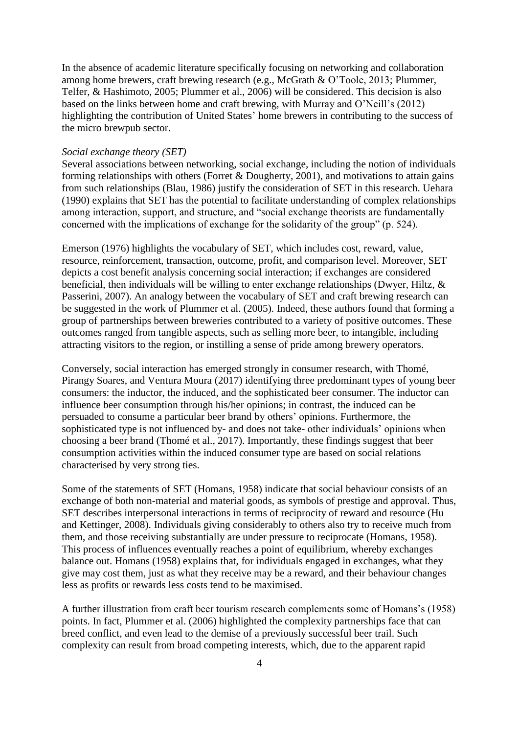In the absence of academic literature specifically focusing on networking and collaboration among home brewers, craft brewing research (e.g., McGrath & O'Toole, 2013; Plummer, Telfer, & Hashimoto, 2005; Plummer et al., 2006) will be considered. This decision is also based on the links between home and craft brewing, with Murray and O'Neill's (2012) highlighting the contribution of United States' home brewers in contributing to the success of the micro brewpub sector.

*Social exchange theory (SET)*

Several associations between networking, social exchange, including the notion of individuals forming relationships with others (Forret & Dougherty, 2001), and motivations to attain gains from such relationships (Blau, 1986) justify the consideration of SET in this research. Uehara (1990) explains that SET has the potential to facilitate understanding of complex relationships among interaction, support, and structure, and "social exchange theorists are fundamentally concerned with the implications of exchange for the solidarity of the group" (p. 524).

Emerson (1976) highlights the vocabulary of SET, which includes cost, reward, value, resource, reinforcement, transaction, outcome, profit, and comparison level. Moreover, SET depicts a cost benefit analysis concerning social interaction; if exchanges are considered beneficial, then individuals will be willing to enter exchange relationships (Dwyer, Hiltz, & Passerini, 2007). An analogy between the vocabulary of SET and craft brewing research can be suggested in the work of Plummer et al. (2005). Indeed, these authors found that forming a group of partnerships between breweries contributed to a variety of positive outcomes. These outcomes ranged from tangible aspects, such as selling more beer, to intangible, including attracting visitors to the region, or instilling a sense of pride among brewery operators.

Conversely, social interaction has emerged strongly in consumer research, with Thomé, Pirangy Soares, and Ventura Moura (2017) identifying three predominant types of young beer consumers: the inductor, the induced, and the sophisticated beer consumer. The inductor can influence beer consumption through his/her opinions; in contrast, the induced can be persuaded to consume a particular beer brand by others' opinions. Furthermore, the sophisticated type is not influenced by- and does not take- other individuals' opinions when choosing a beer brand (Thomé et al., 2017). Importantly, these findings suggest that beer consumption activities within the induced consumer type are based on social relations characterised by very strong ties.

Some of the statements of SET (Homans, 1958) indicate that social behaviour consists of an exchange of both non-material and material goods, as symbols of prestige and approval. Thus, SET describes interpersonal interactions in terms of reciprocity of reward and resource (Hu and Kettinger, 2008). Individuals giving considerably to others also try to receive much from them, and those receiving substantially are under pressure to reciprocate (Homans, 1958). This process of influences eventually reaches a point of equilibrium, whereby exchanges balance out. Homans (1958) explains that, for individuals engaged in exchanges, what they give may cost them, just as what they receive may be a reward, and their behaviour changes less as profits or rewards less costs tend to be maximised.

A further illustration from craft beer tourism research complements some of Homans's (1958) points. In fact, Plummer et al. (2006) highlighted the complexity partnerships face that can breed conflict, and even lead to the demise of a previously successful beer trail. Such complexity can result from broad competing interests, which, due to the apparent rapid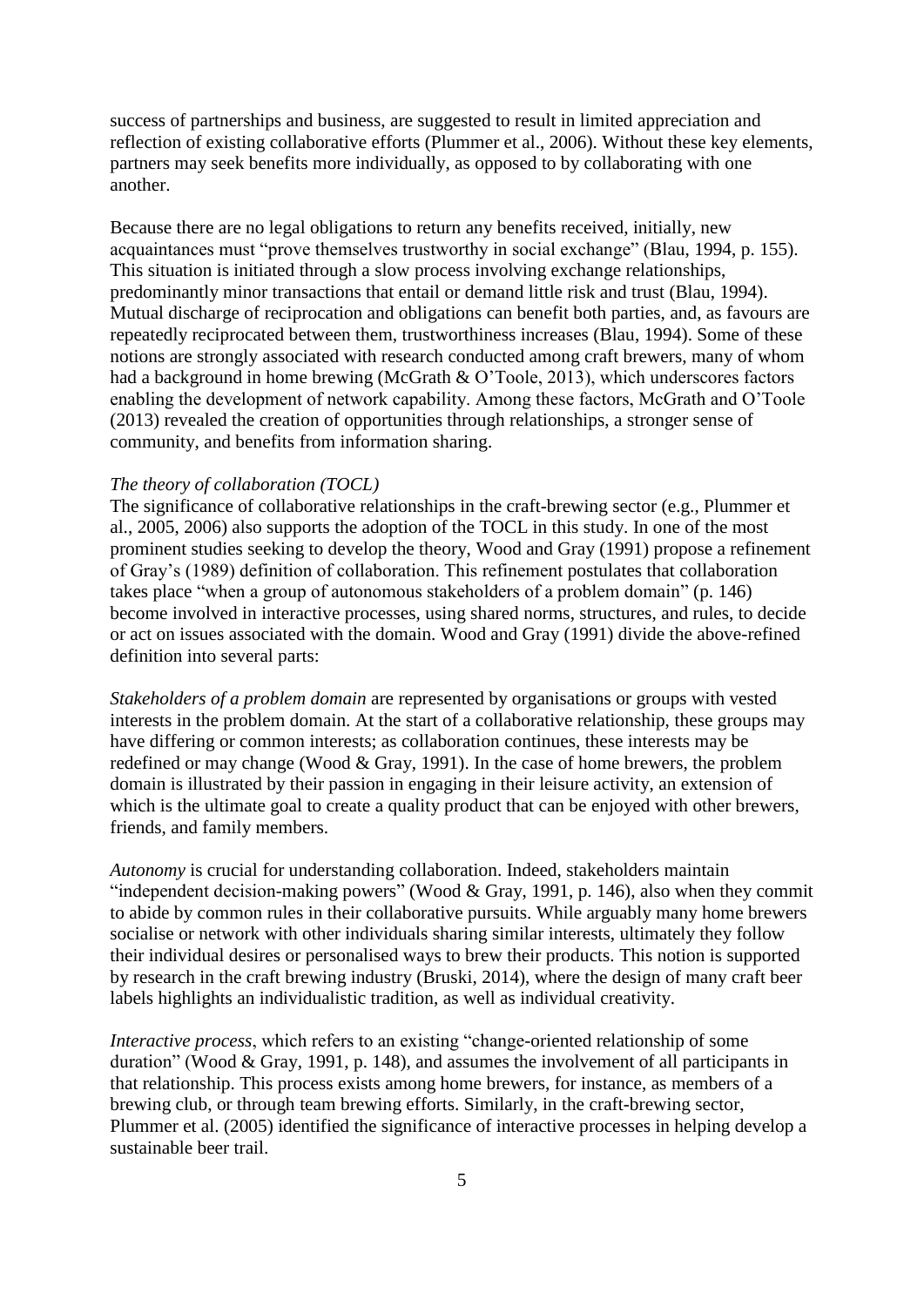success of partnerships and business, are suggested to result in limited appreciation and reflection of existing collaborative efforts (Plummer et al., 2006). Without these key elements, partners may seek benefits more individually, as opposed to by collaborating with one another.

Because there are no legal obligations to return any benefits received, initially, new acquaintances must "prove themselves trustworthy in social exchange" (Blau, 1994, p. 155). This situation is initiated through a slow process involving exchange relationships, predominantly minor transactions that entail or demand little risk and trust (Blau, 1994). Mutual discharge of reciprocation and obligations can benefit both parties, and, as favours are repeatedly reciprocated between them, trustworthiness increases (Blau, 1994). Some of these notions are strongly associated with research conducted among craft brewers, many of whom had a background in home brewing (McGrath & O'Toole, 2013), which underscores factors enabling the development of network capability. Among these factors, McGrath and O'Toole (2013) revealed the creation of opportunities through relationships, a stronger sense of community, and benefits from information sharing.

*The theory of collaboration (TOCL)*

The significance of collaborative relationships in the craft-brewing sector (e.g., Plummer et al., 2005, 2006) also supports the adoption of the TOCL in this study. In one of the most prominent studies seeking to develop the theory, Wood and Gray (1991) propose a refinement of Gray's (1989) definition of collaboration. This refinement postulates that collaboration takes place "when a group of autonomous stakeholders of a problem domain" (p. 146) become involved in interactive processes, using shared norms, structures, and rules, to decide or act on issues associated with the domain. Wood and Gray (1991) divide the above-refined definition into several parts:

*Stakeholders of a problem domain* are represented by organisations or groups with vested interests in the problem domain. At the start of a collaborative relationship, these groups may have differing or common interests; as collaboration continues, these interests may be redefined or may change (Wood & Gray, 1991). In the case of home brewers, the problem domain is illustrated by their passion in engaging in their leisure activity, an extension of which is the ultimate goal to create a quality product that can be enjoyed with other brewers, friends, and family members.

*Autonomy* is crucial for understanding collaboration. Indeed, stakeholders maintain "independent decision-making powers" (Wood & Gray, 1991, p. 146), also when they commit to abide by common rules in their collaborative pursuits. While arguably many home brewers socialise or network with other individuals sharing similar interests, ultimately they follow their individual desires or personalised ways to brew their products. This notion is supported by research in the craft brewing industry (Bruski, 2014), where the design of many craft beer labels highlights an individualistic tradition, as well as individual creativity.

*Interactive process*, which refers to an existing "change-oriented relationship of some duration" (Wood & Gray, 1991, p. 148), and assumes the involvement of all participants in that relationship. This process exists among home brewers, for instance, as members of a brewing club, or through team brewing efforts. Similarly, in the craft-brewing sector, Plummer et al. (2005) identified the significance of interactive processes in helping develop a sustainable beer trail.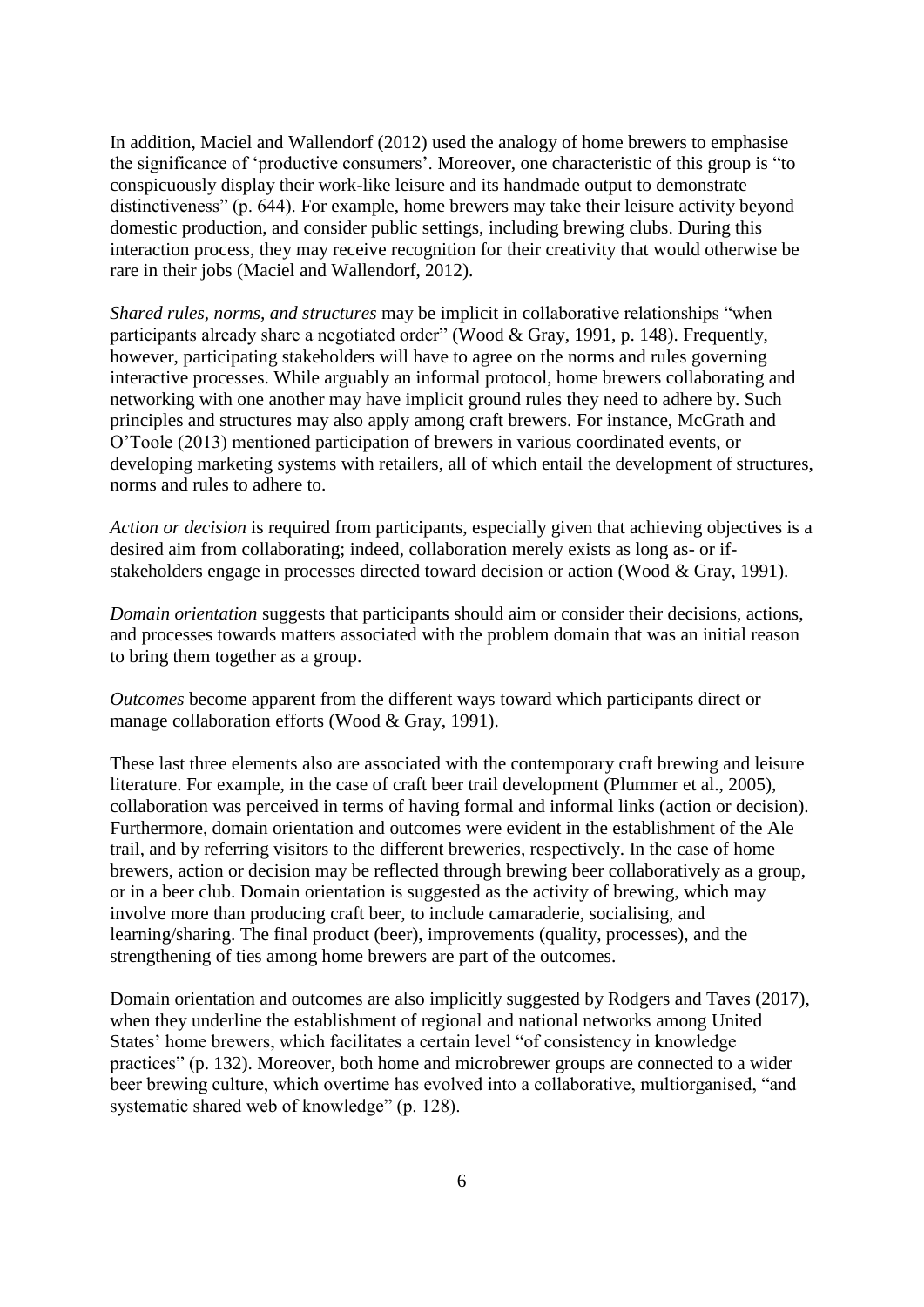In addition, Maciel and Wallendorf (2012) used the analogy of home brewers to emphasise the significance of 'productive consumers'. Moreover, one characteristic of this group is "to conspicuously display their work-like leisure and its handmade output to demonstrate distinctiveness" (p. 644). For example, home brewers may take their leisure activity beyond domestic production, and consider public settings, including brewing clubs. During this interaction process, they may receive recognition for their creativity that would otherwise be rare in their jobs (Maciel and Wallendorf, 2012).

*Shared rules, norms, and structures* may be implicit in collaborative relationships "when participants already share a negotiated order" (Wood & Gray, 1991, p. 148). Frequently, however, participating stakeholders will have to agree on the norms and rules governing interactive processes. While arguably an informal protocol, home brewers collaborating and networking with one another may have implicit ground rules they need to adhere by. Such principles and structures may also apply among craft brewers. For instance, McGrath and O'Toole (2013) mentioned participation of brewers in various coordinated events, or developing marketing systems with retailers, all of which entail the development of structures, norms and rules to adhere to.

*Action or decision* is required from participants, especially given that achieving objectives is a desired aim from collaborating; indeed, collaboration merely exists as long as- or if- stakeholders engage in processes directed toward decision or action (Wood & Gray, 1991).

*Domain orientation* suggests that participants should aim or consider their decisions, actions, and processes towards matters associated with the problem domain that was an initial reason to bring them together as a group.

*Outcomes* become apparent from the different ways toward which participants direct or manage collaboration efforts (Wood & Gray, 1991).

These last three elements also are associated with the contemporary craft brewing and leisure literature. For example, in the case of craft beer trail development (Plummer et al., 2005), collaboration was perceived in terms of having formal and informal links (action or decision). Furthermore, domain orientation and outcomes were evident in the establishment of the Ale trail, and by referring visitors to the different breweries, respectively. In the case of home brewers, action or decision may be reflected through brewing beer collaboratively as a group, or in a beer club. Domain orientation is suggested as the activity of brewing, which may involve more than producing craft beer, to include camaraderie, socialising, and learning/sharing. The final product (beer), improvements (quality, processes), and the strengthening of ties among home brewers are part of the outcomes.

Domain orientation and outcomes are also implicitly suggested by Rodgers and Taves (2017), when they underline the establishment of regional and national networks among United States' home brewers, which facilitates a certain level "of consistency in knowledge practices" (p. 132). Moreover, both home and microbrewer groups are connected to a wider beer brewing culture, which overtime has evolved into a collaborative, multiorganised, "and systematic shared web of knowledge" (p. 128).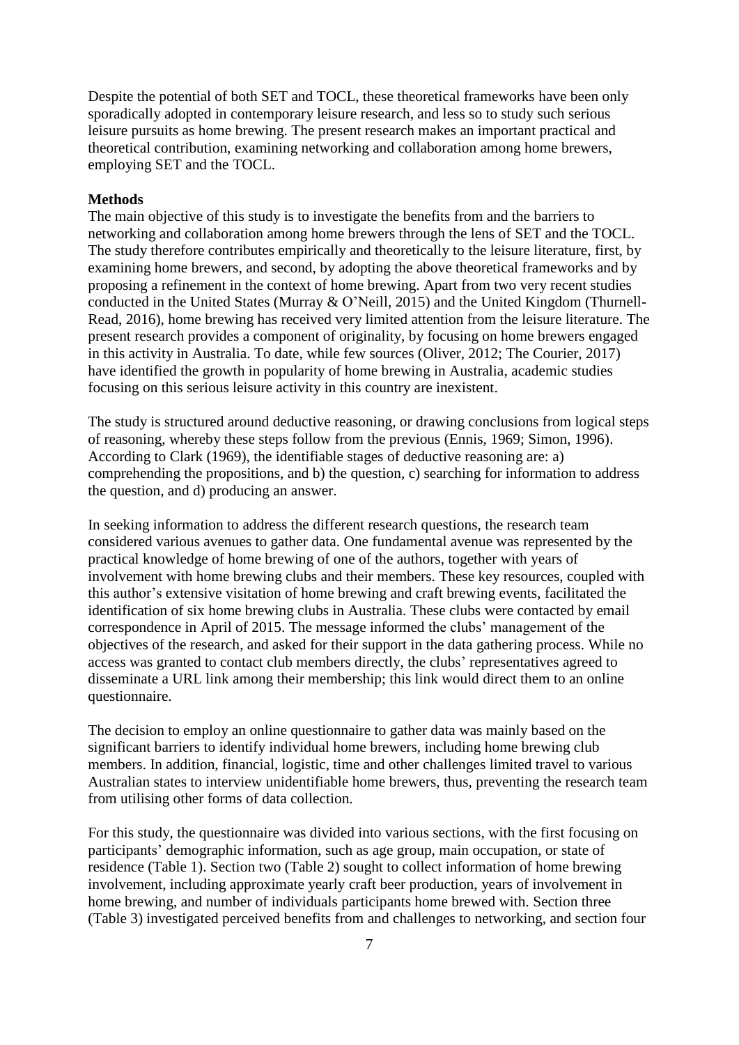Despite the potential of both SET and TOCL, these theoretical frameworks have been only sporadically adopted in contemporary leisure research, and less so to study such serious leisure pursuits as home brewing. The present research makes an important practical and theoretical contribution, examining networking and collaboration among home brewers, employing SET and the TOCL.

## Methods

The main objective of this study is to investigate the benefits from and the barriers to networking and collaboration among home brewers through the lens of SET and the TOCL. The study therefore contributes empirically and theoretically to the leisure literature, first, by examining home brewers, and second, by adopting the above theoretical frameworks and by proposing a refinement in the context of home brewing. Apart from two very recent studies conducted in the United States (Murray & O'Neill, 2015) and the United Kingdom (Thurnell-Read, 2016), home brewing has received very limited attention from the leisure literature. The present research provides a component of originality, by focusing on home brewers engaged in this activity in Australia. To date, while few sources (Oliver, 2012; The Courier, 2017) have identified the growth in popularity of home brewing in Australia, academic studies focusing on this serious leisure activity in this country are inexistent.

The study is structured around deductive reasoning, or drawing conclusions from logical steps of reasoning, whereby these steps follow from the previous (Ennis, 1969; Simon, 1996). According to Clark (1969), the identifiable stages of deductive reasoning are: a) comprehending the propositions, and b) the question, c) searching for information to address the question, and d) producing an answer.

In seeking information to address the different research questions, the research team considered various avenues to gather data. One fundamental avenue was represented by the practical knowledge of home brewing of one of the authors, together with years of involvement with home brewing clubs and their members. These key resources, coupled with this author's extensive visitation of home brewing and craft brewing events, facilitated the identification of six home brewing clubs in Australia. These clubs were contacted by email correspondence in April of 2015. The message informed the clubs' management of the objectives of the research, and asked for their support in the data gathering process. While no access was granted to contact club members directly, the clubs' representatives agreed to disseminate a URL link among their membership; this link would direct them to an online questionnaire.

The decision to employ an online questionnaire to gather data was mainly based on the significant barriers to identify individual home brewers, including home brewing club members. In addition, financial, logistic, time and other challenges limited travel to various Australian states to interview unidentifiable home brewers, thus, preventing the research team from utilising other forms of data collection.

For this study, the questionnaire was divided into various sections, with the first focusing on participants' demographic information, such as age group, main occupation, or state of residence (Table 1). Section two (Table 2) sought to collect information of home brewing involvement, including approximate yearly craft beer production, years of involvement in home brewing, and number of individuals participants home brewed with. Section three (Table 3) investigated perceived benefits from and challenges to networking, and section four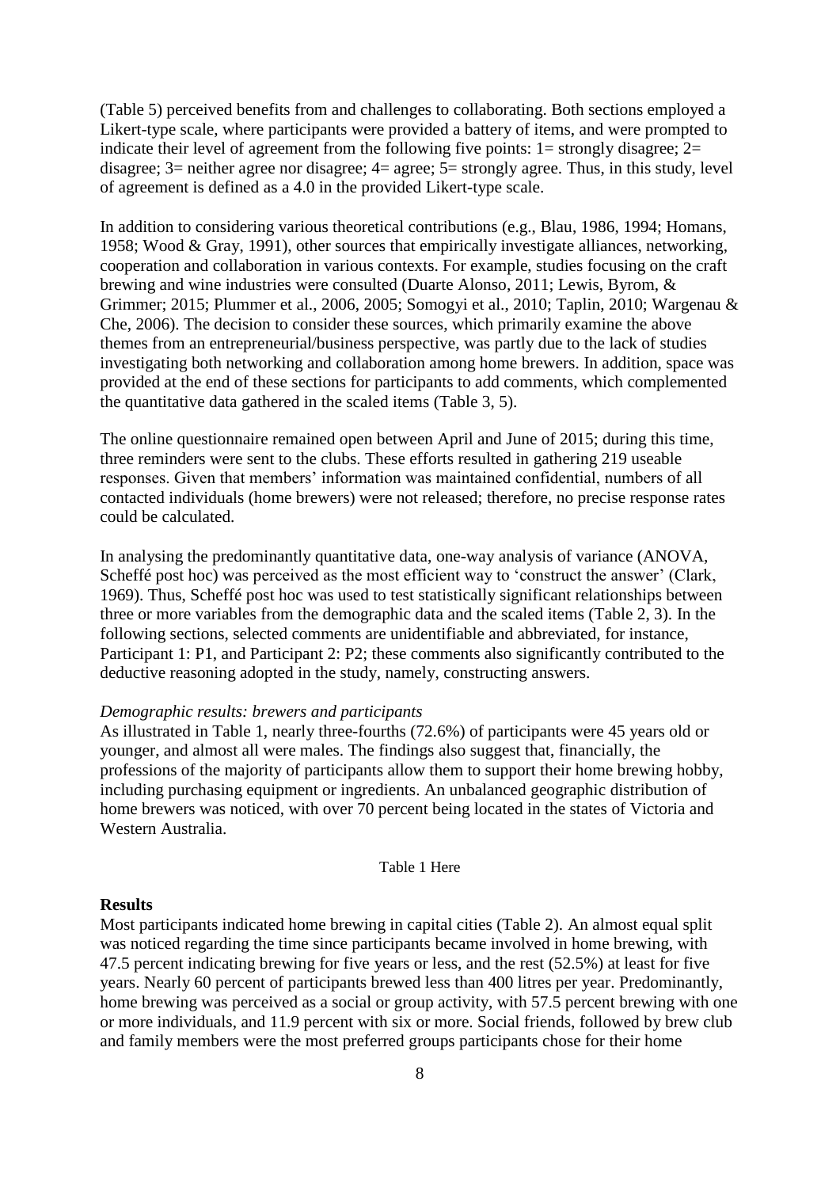(Table 5) perceived benefits from and challenges to collaborating. Both sections employed a Likert-type scale, where participants were provided a battery of items, and were prompted to indicate their level of agreement from the following five points: 1= strongly disagree; 2= disagree; 3= neither agree nor disagree; 4= agree; 5= strongly agree. Thus, in this study, level of agreement is defined as a 4.0 in the provided Likert-type scale.

In addition to considering various theoretical contributions (e.g., Blau, 1986, 1994; Homans, 1958; Wood & Gray, 1991), other sources that empirically investigate alliances, networking, cooperation and collaboration in various contexts. For example, studies focusing on the craft brewing and wine industries were consulted (Duarte Alonso, 2011; Lewis, Byrom, & Grimmer; 2015; Plummer et al., 2006, 2005; Somogyi et al., 2010; Taplin, 2010; Wargenau & Che, 2006). The decision to consider these sources, which primarily examine the above themes from an entrepreneurial/business perspective, was partly due to the lack of studies investigating both networking and collaboration among home brewers. In addition, space was provided at the end of these sections for participants to add comments, which complemented the quantitative data gathered in the scaled items (Table 3, 5).

The online questionnaire remained open between April and June of 2015; during this time, three reminders were sent to the clubs. These efforts resulted in gathering 219 useable responses. Given that members' information was maintained confidential, numbers of all contacted individuals (home brewers) were not released; therefore, no precise response rates could be calculated.

In analysing the predominantly quantitative data, one-way analysis of variance (ANOVA, Scheffé post hoc) was perceived as the most efficient way to 'construct the answer' (Clark, 1969). Thus, Scheffé post hoc was used to test statistically significant relationships between three or more variables from the demographic data and the scaled items (Table 2, 3). In the following sections, selected comments are unidentifiable and abbreviated, for instance, Participant 1: P1, and Participant 2: P2; these comments also significantly contributed to the deductive reasoning adopted in the study, namely, constructing answers.

*Demographic results: brewers and participants*

As illustrated in Table 1, nearly three-fourths (72.6%) of participants were 45 years old or younger, and almost all were males. The findings also suggest that, financially, the professions of the majority of participants allow them to support their home brewing hobby, including purchasing equipment or ingredients. An unbalanced geographic distribution of home brewers was noticed, with over 70 percent being located in the states of Victoria and Western Australia.

Table 1 Here

## Results

Most participants indicated home brewing in capital cities (Table 2). An almost equal split was noticed regarding the time since participants became involved in home brewing, with 47.5 percent indicating brewing for five years or less, and the rest (52.5%) at least for five years. Nearly 60 percent of participants brewed less than 400 litres per year. Predominantly, home brewing was perceived as a social or group activity, with 57.5 percent brewing with one or more individuals, and 11.9 percent with six or more. Social friends, followed by brew club and family members were the most preferred groups participants chose for their home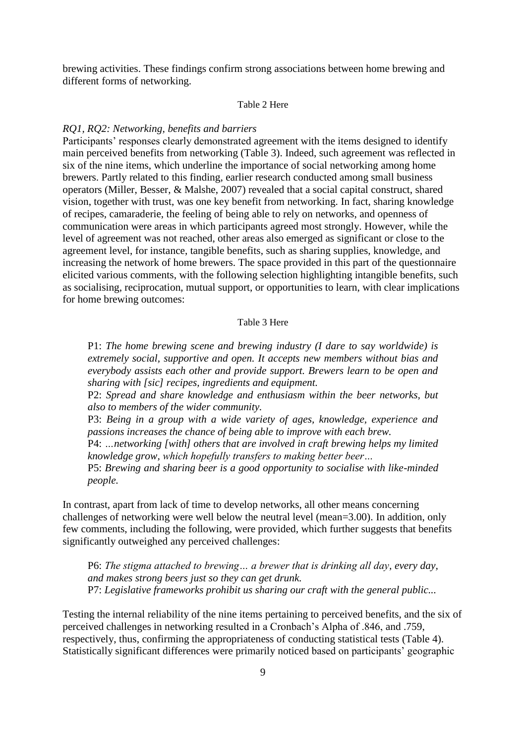brewing activities. These findings confirm strong associations between home brewing and different forms of networking.

Table 2 Here

*RQ1, RQ2: Networking, benefits and barriers*

Participants' responses clearly demonstrated agreement with the items designed to identify main perceived benefits from networking (Table 3). Indeed, such agreement was reflected in six of the nine items, which underline the importance of social networking among home brewers. Partly related to this finding, earlier research conducted among small business operators (Miller, Besser, & Malshe, 2007) revealed that a social capital construct, shared vision, together with trust, was one key benefit from networking. In fact, sharing knowledge of recipes, camaraderie, the feeling of being able to rely on networks, and openness of communication were areas in which participants agreed most strongly. However, while the level of agreement was not reached, other areas also emerged as significant or close to the agreement level, for instance, tangible benefits, such as sharing supplies, knowledge, and increasing the network of home brewers. The space provided in this part of the questionnaire elicited various comments, with the following selection highlighting intangible benefits, such as socialising, reciprocation, mutual support, or opportunities to learn, with clear implications for home brewing outcomes:

Table 3 Here

> P1: *The home brewing scene and brewing industry (I dare to say worldwide) is extremely social, supportive and open. It accepts new members without bias and everybody assists each other and provide support. Brewers learn to be open and sharing with [sic] recipes, ingredients and equipment.*
>
> P2: *Spread and share knowledge and enthusiasm within the beer networks, but also to members of the wider community.*
>
> P3: *Being in a group with a wide variety of ages, knowledge, experience and passions increases the chance of being able to improve with each brew.*
>
> P4: *…networking [with] others that are involved in craft brewing helps my limited knowledge grow, which hopefully transfers to making better beer…*
>
> P5: *Brewing and sharing beer is a good opportunity to socialise with like-minded people.*

In contrast, apart from lack of time to develop networks, all other means concerning challenges of networking were well below the neutral level (mean=3.00). In addition, only few comments, including the following, were provided, which further suggests that benefits significantly outweighed any perceived challenges:

> P6: *The stigma attached to brewing… a brewer that is drinking all day, every day, and makes strong beers just so they can get drunk.*
>
> P7: *Legislative frameworks prohibit us sharing our craft with the general public...*

Testing the internal reliability of the nine items pertaining to perceived benefits, and the six of perceived challenges in networking resulted in a Cronbach's Alpha of .846, and .759, respectively, thus, confirming the appropriateness of conducting statistical tests (Table 4). Statistically significant differences were primarily noticed based on participants' geographic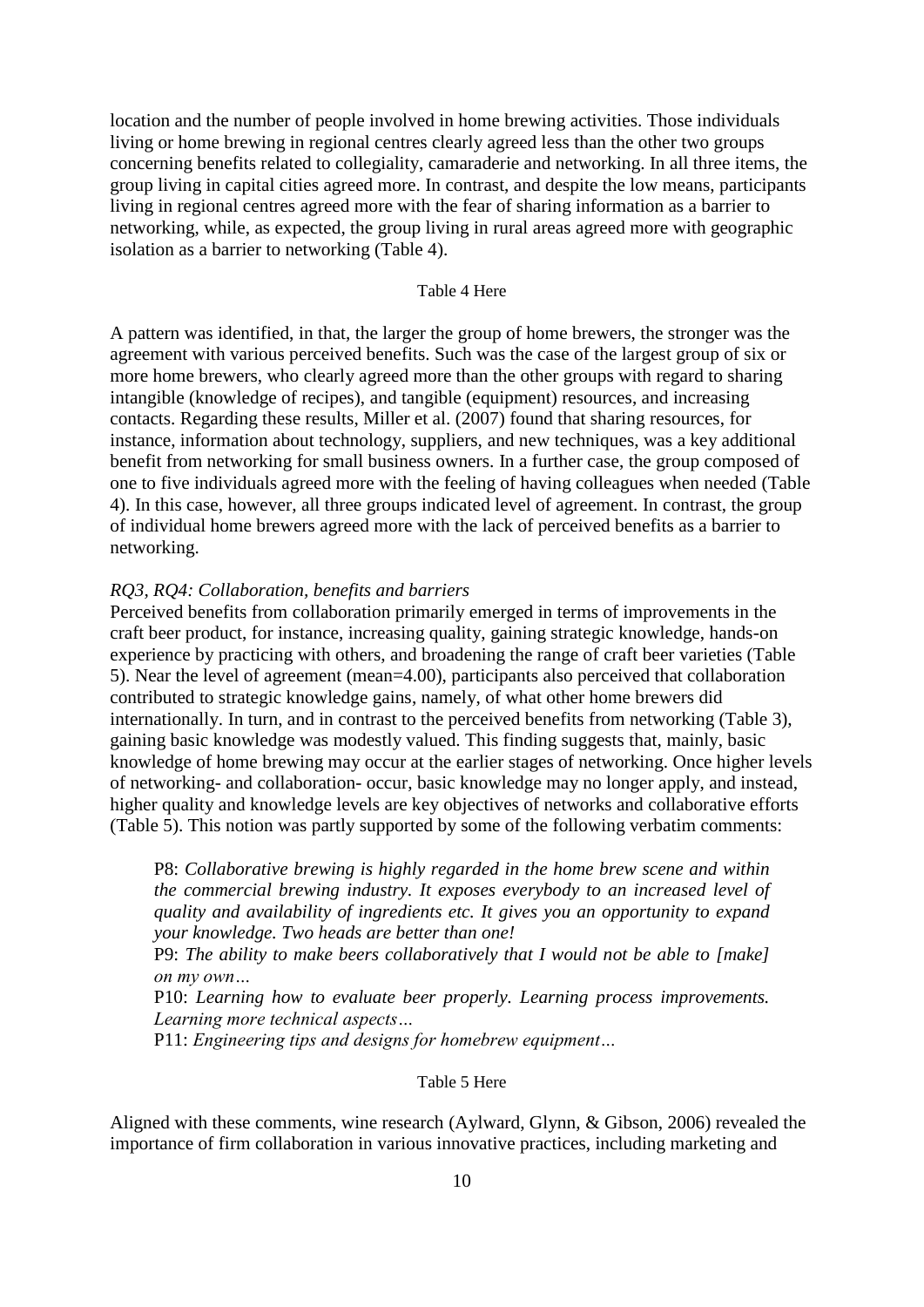location and the number of people involved in home brewing activities. Those individuals living or home brewing in regional centres clearly agreed less than the other two groups concerning benefits related to collegiality, camaraderie and networking. In all three items, the group living in capital cities agreed more. In contrast, and despite the low means, participants living in regional centres agreed more with the fear of sharing information as a barrier to networking, while, as expected, the group living in rural areas agreed more with geographic isolation as a barrier to networking (Table 4).

Table 4 Here

A pattern was identified, in that, the larger the group of home brewers, the stronger was the agreement with various perceived benefits. Such was the case of the largest group of six or more home brewers, who clearly agreed more than the other groups with regard to sharing intangible (knowledge of recipes), and tangible (equipment) resources, and increasing contacts. Regarding these results, Miller et al. (2007) found that sharing resources, for instance, information about technology, suppliers, and new techniques, was a key additional benefit from networking for small business owners. In a further case, the group composed of one to five individuals agreed more with the feeling of having colleagues when needed (Table 4). In this case, however, all three groups indicated level of agreement. In contrast, the group of individual home brewers agreed more with the lack of perceived benefits as a barrier to networking.

*RQ3, RQ4: Collaboration, benefits and barriers*

Perceived benefits from collaboration primarily emerged in terms of improvements in the craft beer product, for instance, increasing quality, gaining strategic knowledge, hands-on experience by practicing with others, and broadening the range of craft beer varieties (Table 5). Near the level of agreement (mean=4.00), participants also perceived that collaboration contributed to strategic knowledge gains, namely, of what other home brewers did internationally. In turn, and in contrast to the perceived benefits from networking (Table 3), gaining basic knowledge was modestly valued. This finding suggests that, mainly, basic knowledge of home brewing may occur at the earlier stages of networking. Once higher levels of networking- and collaboration- occur, basic knowledge may no longer apply, and instead, higher quality and knowledge levels are key objectives of networks and collaborative efforts (Table 5). This notion was partly supported by some of the following verbatim comments:

> P8: *Collaborative brewing is highly regarded in the home brew scene and within the commercial brewing industry. It exposes everybody to an increased level of quality and availability of ingredients etc. It gives you an opportunity to expand your knowledge. Two heads are better than one!*
>
> P9: *The ability to make beers collaboratively that I would not be able to [make] on my own…*
>
> P10: *Learning how to evaluate beer properly. Learning process improvements. Learning more technical aspects…*
>
> P11: *Engineering tips and designs for homebrew equipment…*

Table 5 Here

Aligned with these comments, wine research (Aylward, Glynn, & Gibson, 2006) revealed the importance of firm collaboration in various innovative practices, including marketing and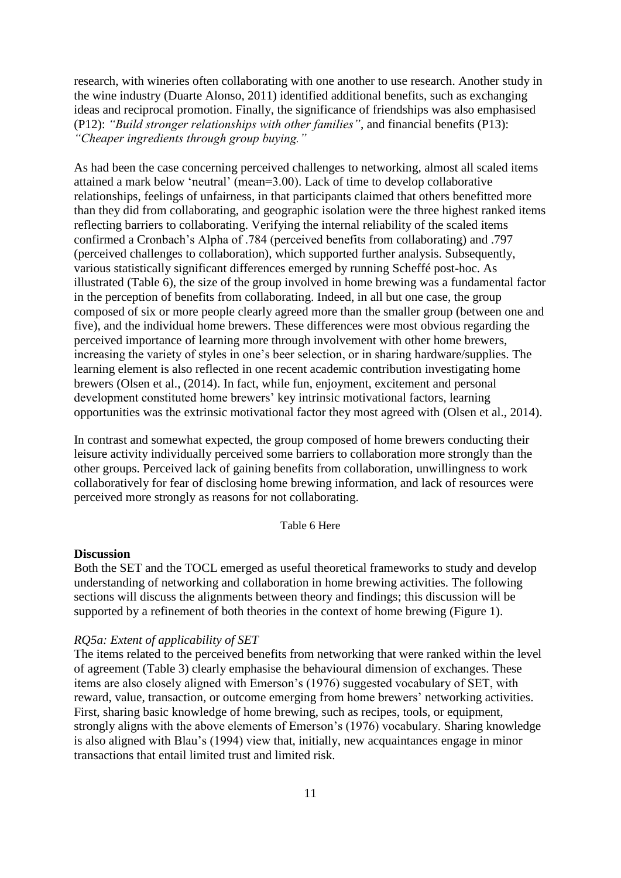research, with wineries often collaborating with one another to use research. Another study in the wine industry (Duarte Alonso, 2011) identified additional benefits, such as exchanging ideas and reciprocal promotion. Finally, the significance of friendships was also emphasised (P12): *"Build stronger relationships with other families"*, and financial benefits (P13): *"Cheaper ingredients through group buying."*

As had been the case concerning perceived challenges to networking, almost all scaled items attained a mark below 'neutral' (mean=3.00). Lack of time to develop collaborative relationships, feelings of unfairness, in that participants claimed that others benefitted more than they did from collaborating, and geographic isolation were the three highest ranked items reflecting barriers to collaborating. Verifying the internal reliability of the scaled items confirmed a Cronbach's Alpha of .784 (perceived benefits from collaborating) and .797 (perceived challenges to collaboration), which supported further analysis. Subsequently, various statistically significant differences emerged by running Scheffé post-hoc. As illustrated (Table 6), the size of the group involved in home brewing was a fundamental factor in the perception of benefits from collaborating. Indeed, in all but one case, the group composed of six or more people clearly agreed more than the smaller group (between one and five), and the individual home brewers. These differences were most obvious regarding the perceived importance of learning more through involvement with other home brewers, increasing the variety of styles in one's beer selection, or in sharing hardware/supplies. The learning element is also reflected in one recent academic contribution investigating home brewers (Olsen et al., (2014). In fact, while fun, enjoyment, excitement and personal development constituted home brewers' key intrinsic motivational factors, learning opportunities was the extrinsic motivational factor they most agreed with (Olsen et al., 2014).

In contrast and somewhat expected, the group composed of home brewers conducting their leisure activity individually perceived some barriers to collaboration more strongly than the other groups. Perceived lack of gaining benefits from collaboration, unwillingness to work collaboratively for fear of disclosing home brewing information, and lack of resources were perceived more strongly as reasons for not collaborating.

Table 6 Here

## Discussion

Both the SET and the TOCL emerged as useful theoretical frameworks to study and develop understanding of networking and collaboration in home brewing activities. The following sections will discuss the alignments between theory and findings; this discussion will be supported by a refinement of both theories in the context of home brewing (Figure 1).

### *RQ5a: Extent of applicability of SET*

The items related to the perceived benefits from networking that were ranked within the level of agreement (Table 3) clearly emphasise the behavioural dimension of exchanges. These items are also closely aligned with Emerson's (1976) suggested vocabulary of SET, with reward, value, transaction, or outcome emerging from home brewers' networking activities. First, sharing basic knowledge of home brewing, such as recipes, tools, or equipment, strongly aligns with the above elements of Emerson's (1976) vocabulary. Sharing knowledge is also aligned with Blau's (1994) view that, initially, new acquaintances engage in minor transactions that entail limited trust and limited risk.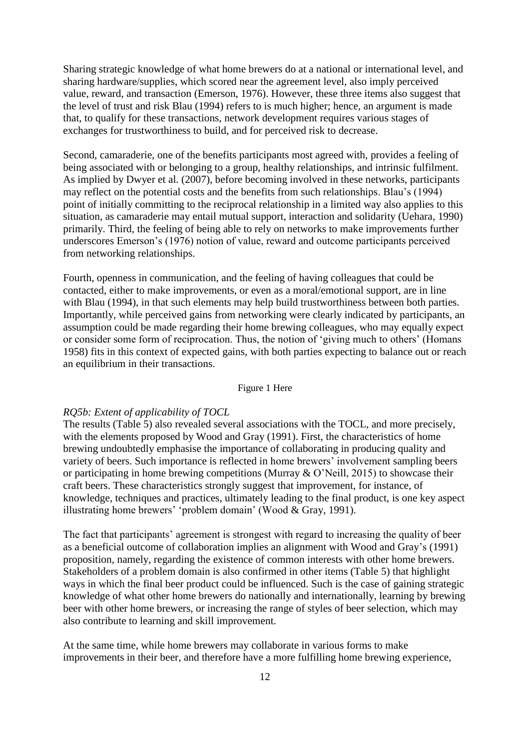Sharing strategic knowledge of what home brewers do at a national or international level, and sharing hardware/supplies, which scored near the agreement level, also imply perceived value, reward, and transaction (Emerson, 1976). However, these three items also suggest that the level of trust and risk Blau (1994) refers to is much higher; hence, an argument is made that, to qualify for these transactions, network development requires various stages of exchanges for trustworthiness to build, and for perceived risk to decrease.

Second, camaraderie, one of the benefits participants most agreed with, provides a feeling of being associated with or belonging to a group, healthy relationships, and intrinsic fulfilment. As implied by Dwyer et al. (2007), before becoming involved in these networks, participants may reflect on the potential costs and the benefits from such relationships. Blau's (1994) point of initially committing to the reciprocal relationship in a limited way also applies to this situation, as camaraderie may entail mutual support, interaction and solidarity (Uehara, 1990) primarily. Third, the feeling of being able to rely on networks to make improvements further underscores Emerson's (1976) notion of value, reward and outcome participants perceived from networking relationships.

Fourth, openness in communication, and the feeling of having colleagues that could be contacted, either to make improvements, or even as a moral/emotional support, are in line with Blau (1994), in that such elements may help build trustworthiness between both parties. Importantly, while perceived gains from networking were clearly indicated by participants, an assumption could be made regarding their home brewing colleagues, who may equally expect or consider some form of reciprocation. Thus, the notion of 'giving much to others' (Homans 1958) fits in this context of expected gains, with both parties expecting to balance out or reach an equilibrium in their transactions.

Figure 1 Here

*RQ5b: Extent of applicability of TOCL*

The results (Table 5) also revealed several associations with the TOCL, and more precisely, with the elements proposed by Wood and Gray (1991). First, the characteristics of home brewing undoubtedly emphasise the importance of collaborating in producing quality and variety of beers. Such importance is reflected in home brewers' involvement sampling beers or participating in home brewing competitions (Murray & O'Neill, 2015) to showcase their craft beers. These characteristics strongly suggest that improvement, for instance, of knowledge, techniques and practices, ultimately leading to the final product, is one key aspect illustrating home brewers' 'problem domain' (Wood & Gray, 1991).

The fact that participants' agreement is strongest with regard to increasing the quality of beer as a beneficial outcome of collaboration implies an alignment with Wood and Gray's (1991) proposition, namely, regarding the existence of common interests with other home brewers. Stakeholders of a problem domain is also confirmed in other items (Table 5) that highlight ways in which the final beer product could be influenced. Such is the case of gaining strategic knowledge of what other home brewers do nationally and internationally, learning by brewing beer with other home brewers, or increasing the range of styles of beer selection, which may also contribute to learning and skill improvement.

At the same time, while home brewers may collaborate in various forms to make improvements in their beer, and therefore have a more fulfilling home brewing experience,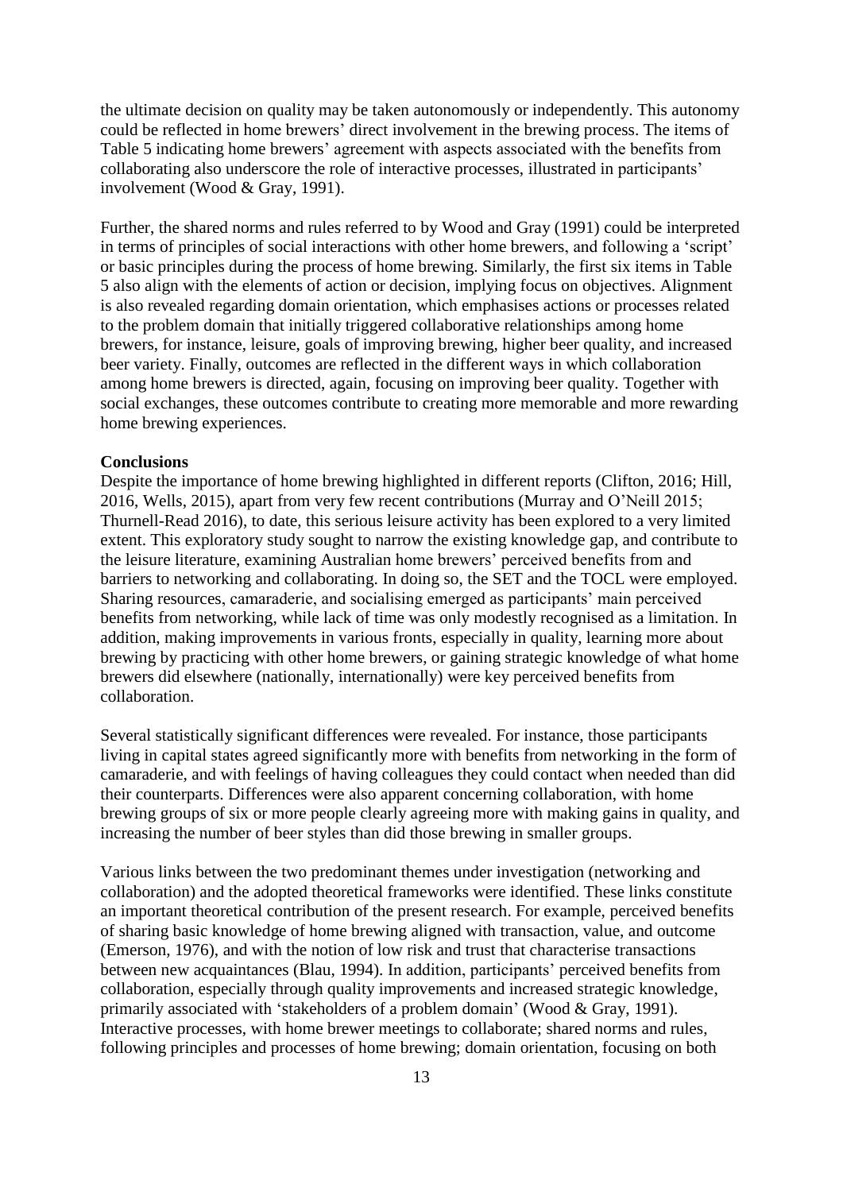the ultimate decision on quality may be taken autonomously or independently. This autonomy could be reflected in home brewers' direct involvement in the brewing process. The items of Table 5 indicating home brewers' agreement with aspects associated with the benefits from collaborating also underscore the role of interactive processes, illustrated in participants' involvement (Wood & Gray, 1991).

Further, the shared norms and rules referred to by Wood and Gray (1991) could be interpreted in terms of principles of social interactions with other home brewers, and following a 'script' or basic principles during the process of home brewing. Similarly, the first six items in Table 5 also align with the elements of action or decision, implying focus on objectives. Alignment is also revealed regarding domain orientation, which emphasises actions or processes related to the problem domain that initially triggered collaborative relationships among home brewers, for instance, leisure, goals of improving brewing, higher beer quality, and increased beer variety. Finally, outcomes are reflected in the different ways in which collaboration among home brewers is directed, again, focusing on improving beer quality. Together with social exchanges, these outcomes contribute to creating more memorable and more rewarding home brewing experiences.

**Conclusions**

Despite the importance of home brewing highlighted in different reports (Clifton, 2016; Hill, 2016, Wells, 2015), apart from very few recent contributions (Murray and O'Neill 2015; Thurnell-Read 2016), to date, this serious leisure activity has been explored to a very limited extent. This exploratory study sought to narrow the existing knowledge gap, and contribute to the leisure literature, examining Australian home brewers' perceived benefits from and barriers to networking and collaborating. In doing so, the SET and the TOCL were employed. Sharing resources, camaraderie, and socialising emerged as participants' main perceived benefits from networking, while lack of time was only modestly recognised as a limitation. In addition, making improvements in various fronts, especially in quality, learning more about brewing by practicing with other home brewers, or gaining strategic knowledge of what home brewers did elsewhere (nationally, internationally) were key perceived benefits from collaboration.

Several statistically significant differences were revealed. For instance, those participants living in capital states agreed significantly more with benefits from networking in the form of camaraderie, and with feelings of having colleagues they could contact when needed than did their counterparts. Differences were also apparent concerning collaboration, with home brewing groups of six or more people clearly agreeing more with making gains in quality, and increasing the number of beer styles than did those brewing in smaller groups.

Various links between the two predominant themes under investigation (networking and collaboration) and the adopted theoretical frameworks were identified. These links constitute an important theoretical contribution of the present research. For example, perceived benefits of sharing basic knowledge of home brewing aligned with transaction, value, and outcome (Emerson, 1976), and with the notion of low risk and trust that characterise transactions between new acquaintances (Blau, 1994). In addition, participants' perceived benefits from collaboration, especially through quality improvements and increased strategic knowledge, primarily associated with 'stakeholders of a problem domain' (Wood & Gray, 1991). Interactive processes, with home brewer meetings to collaborate; shared norms and rules, following principles and processes of home brewing; domain orientation, focusing on both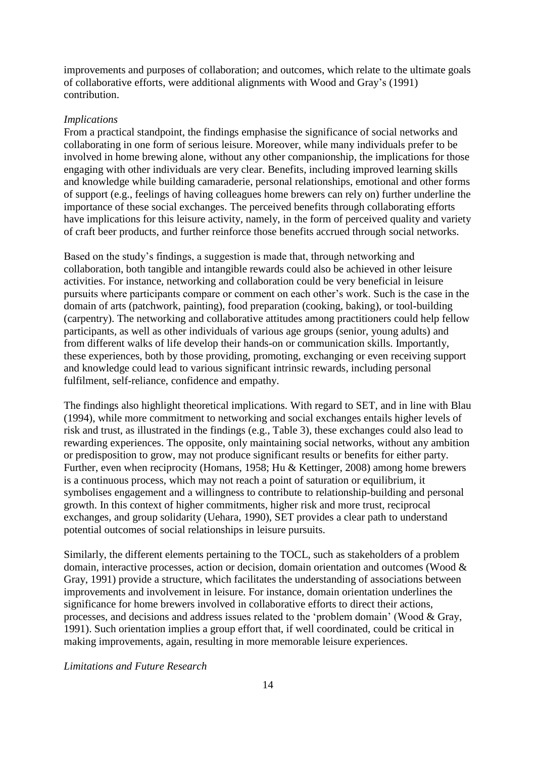improvements and purposes of collaboration; and outcomes, which relate to the ultimate goals of collaborative efforts, were additional alignments with Wood and Gray's (1991) contribution.

*Implications*

From a practical standpoint, the findings emphasise the significance of social networks and collaborating in one form of serious leisure. Moreover, while many individuals prefer to be involved in home brewing alone, without any other companionship, the implications for those engaging with other individuals are very clear. Benefits, including improved learning skills and knowledge while building camaraderie, personal relationships, emotional and other forms of support (e.g., feelings of having colleagues home brewers can rely on) further underline the importance of these social exchanges. The perceived benefits through collaborating efforts have implications for this leisure activity, namely, in the form of perceived quality and variety of craft beer products, and further reinforce those benefits accrued through social networks.

Based on the study's findings, a suggestion is made that, through networking and collaboration, both tangible and intangible rewards could also be achieved in other leisure activities. For instance, networking and collaboration could be very beneficial in leisure pursuits where participants compare or comment on each other's work. Such is the case in the domain of arts (patchwork, painting), food preparation (cooking, baking), or tool-building (carpentry). The networking and collaborative attitudes among practitioners could help fellow participants, as well as other individuals of various age groups (senior, young adults) and from different walks of life develop their hands-on or communication skills. Importantly, these experiences, both by those providing, promoting, exchanging or even receiving support and knowledge could lead to various significant intrinsic rewards, including personal fulfilment, self-reliance, confidence and empathy.

The findings also highlight theoretical implications. With regard to SET, and in line with Blau (1994), while more commitment to networking and social exchanges entails higher levels of risk and trust, as illustrated in the findings (e.g., Table 3), these exchanges could also lead to rewarding experiences. The opposite, only maintaining social networks, without any ambition or predisposition to grow, may not produce significant results or benefits for either party. Further, even when reciprocity (Homans, 1958; Hu & Kettinger, 2008) among home brewers is a continuous process, which may not reach a point of saturation or equilibrium, it symbolises engagement and a willingness to contribute to relationship-building and personal growth. In this context of higher commitments, higher risk and more trust, reciprocal exchanges, and group solidarity (Uehara, 1990), SET provides a clear path to understand potential outcomes of social relationships in leisure pursuits.

Similarly, the different elements pertaining to the TOCL, such as stakeholders of a problem domain, interactive processes, action or decision, domain orientation and outcomes (Wood & Gray, 1991) provide a structure, which facilitates the understanding of associations between improvements and involvement in leisure. For instance, domain orientation underlines the significance for home brewers involved in collaborative efforts to direct their actions, processes, and decisions and address issues related to the 'problem domain' (Wood & Gray, 1991). Such orientation implies a group effort that, if well coordinated, could be critical in making improvements, again, resulting in more memorable leisure experiences.

*Limitations and Future Research*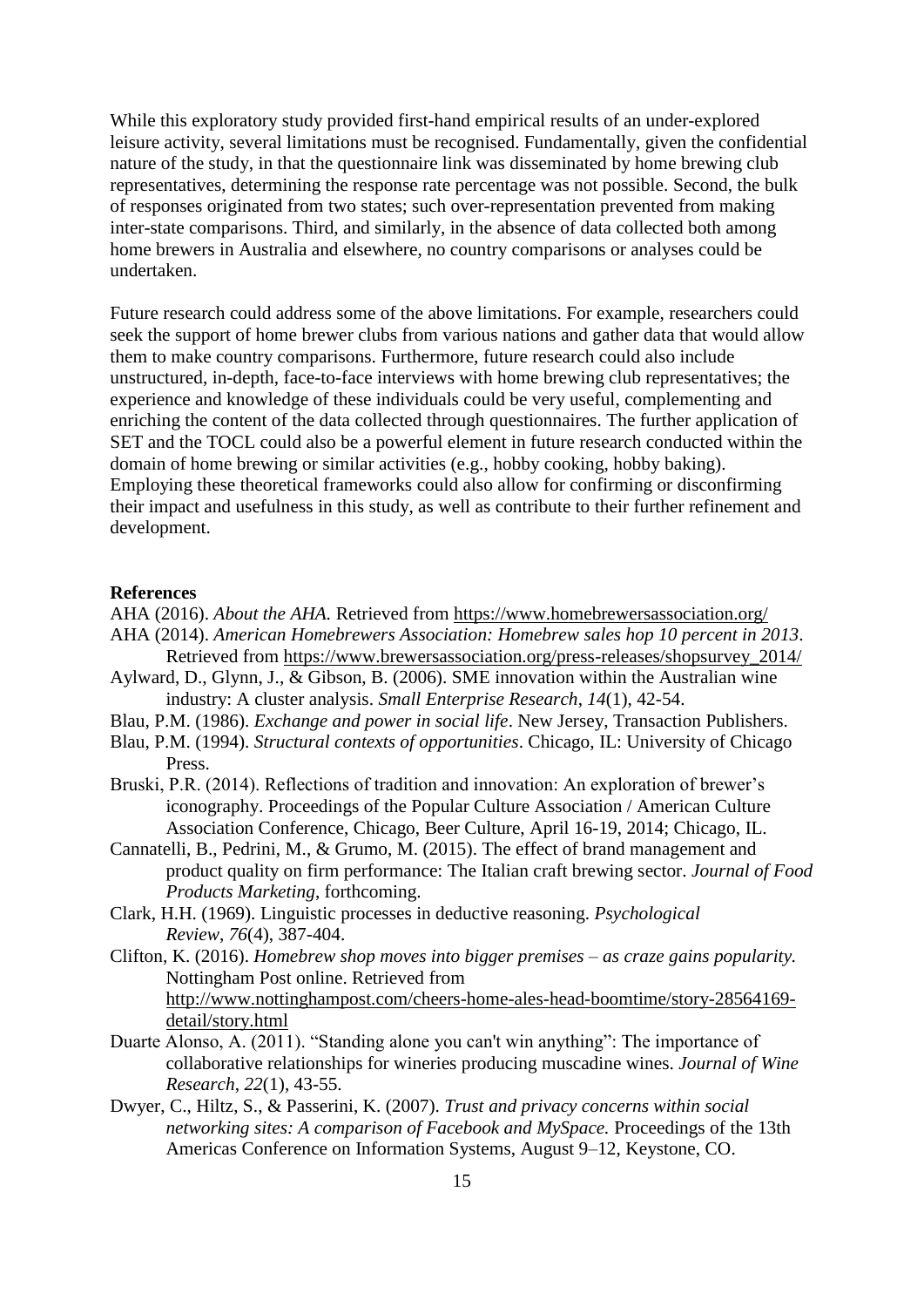While this exploratory study provided first-hand empirical results of an under-explored leisure activity, several limitations must be recognised. Fundamentally, given the confidential nature of the study, in that the questionnaire link was disseminated by home brewing club representatives, determining the response rate percentage was not possible. Second, the bulk of responses originated from two states; such over-representation prevented from making inter-state comparisons. Third, and similarly, in the absence of data collected both among home brewers in Australia and elsewhere, no country comparisons or analyses could be undertaken.

Future research could address some of the above limitations. For example, researchers could seek the support of home brewer clubs from various nations and gather data that would allow them to make country comparisons. Furthermore, future research could also include unstructured, in-depth, face-to-face interviews with home brewing club representatives; the experience and knowledge of these individuals could be very useful, complementing and enriching the content of the data collected through questionnaires. The further application of SET and the TOCL could also be a powerful element in future research conducted within the domain of home brewing or similar activities (e.g., hobby cooking, hobby baking). Employing these theoretical frameworks could also allow for confirming or disconfirming their impact and usefulness in this study, as well as contribute to their further refinement and development.

**References**

AHA (2016). *About the AHA.* Retrieved from https://www.homebrewersassociation.org/

AHA (2014). *American Homebrewers Association: Homebrew sales hop 10 percent in 2013*. Retrieved from https://www.brewersassociation.org/press-releases/shopsurvey_2014/

Aylward, D., Glynn, J., & Gibson, B. (2006). SME innovation within the Australian wine industry: A cluster analysis. *Small Enterprise Research*, *14*(1), 42-54.

Blau, P.M. (1986). *Exchange and power in social life*. New Jersey, Transaction Publishers.

Blau, P.M. (1994). *Structural contexts of opportunities*. Chicago, IL: University of Chicago Press.

Bruski, P.R. (2014). Reflections of tradition and innovation: An exploration of brewer's iconography. Proceedings of the Popular Culture Association / American Culture Association Conference, Chicago, Beer Culture, April 16-19, 2014; Chicago, IL.

Cannatelli, B., Pedrini, M., & Grumo, M. (2015). The effect of brand management and product quality on firm performance: The Italian craft brewing sector. *Journal of Food Products Marketing*, forthcoming.

Clark, H.H. (1969). Linguistic processes in deductive reasoning. *Psychological Review*, *76*(4), 387-404.

Clifton, K. (2016). *Homebrew shop moves into bigger premises – as craze gains popularity.* Nottingham Post online. Retrieved from http://www.nottinghampost.com/cheers-home-ales-head-boomtime/story-28564169-detail/story.html

Duarte Alonso, A. (2011). "Standing alone you can't win anything": The importance of collaborative relationships for wineries producing muscadine wines. *Journal of Wine Research*, *22*(1), 43-55.

Dwyer, C., Hiltz, S., & Passerini, K. (2007). *Trust and privacy concerns within social networking sites: A comparison of Facebook and MySpace.* Proceedings of the 13th Americas Conference on Information Systems, August 9–12, Keystone, CO.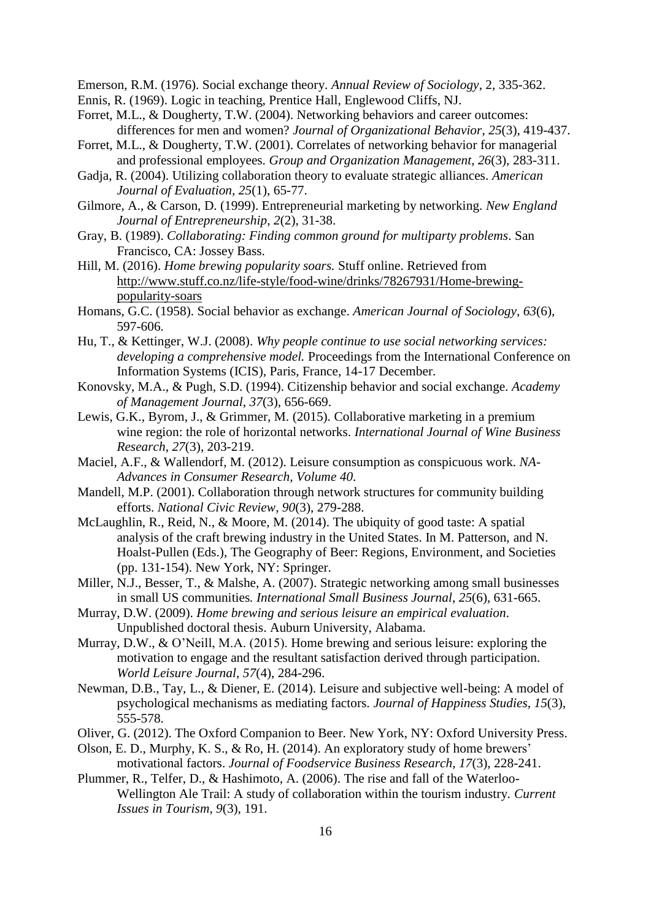Emerson, R.M. (1976). Social exchange theory. *Annual Review of Sociology*, 2, 335-362.

Ennis, R. (1969). Logic in teaching, Prentice Hall, Englewood Cliffs, NJ.

Forret, M.L., & Dougherty, T.W. (2004). Networking behaviors and career outcomes: differences for men and women? *Journal of Organizational Behavior*, *25*(3), 419-437.

Forret, M.L., & Dougherty, T.W. (2001). Correlates of networking behavior for managerial and professional employees. *Group and Organization Management*, *26*(3), 283-311.

Gadja, R. (2004). Utilizing collaboration theory to evaluate strategic alliances. *American Journal of Evaluation*, *25*(1), 65-77.

Gilmore, A., & Carson, D. (1999). Entrepreneurial marketing by networking. *New England Journal of Entrepreneurship*, *2*(2), 31-38.

Gray, B. (1989). *Collaborating: Finding common ground for multiparty problems*. San Francisco, CA: Jossey Bass.

Hill, M. (2016). *Home brewing popularity soars.* Stuff online. Retrieved from http://www.stuff.co.nz/life-style/food-wine/drinks/78267931/Home-brewing-popularity-soars

Homans, G.C. (1958). Social behavior as exchange. *American Journal of Sociology*, *63*(6), 597-606.

Hu, T., & Kettinger, W.J. (2008). *Why people continue to use social networking services: developing a comprehensive model.* Proceedings from the International Conference on Information Systems (ICIS), Paris, France, 14-17 December.

Konovsky, M.A., & Pugh, S.D. (1994). Citizenship behavior and social exchange. *Academy of Management Journal*, *37*(3), 656-669.

Lewis, G.K., Byrom, J., & Grimmer, M. (2015). Collaborative marketing in a premium wine region: the role of horizontal networks. *International Journal of Wine Business Research*, *27*(3), 203-219.

Maciel, A.F., & Wallendorf, M. (2012). Leisure consumption as conspicuous work. *NA-Advances in Consumer Research*, *Volume 40.*

Mandell, M.P. (2001). Collaboration through network structures for community building efforts. *National Civic Review*, *90*(3), 279-288.

McLaughlin, R., Reid, N., & Moore, M. (2014). The ubiquity of good taste: A spatial analysis of the craft brewing industry in the United States. In M. Patterson, and N. Hoalst-Pullen (Eds.), The Geography of Beer: Regions, Environment, and Societies (pp. 131-154). New York, NY: Springer.

Miller, N.J., Besser, T., & Malshe, A. (2007). Strategic networking among small businesses in small US communities*. International Small Business Journal*, *25*(6), 631-665.

Murray, D.W. (2009). *Home brewing and serious leisure an empirical evaluation*. Unpublished doctoral thesis. Auburn University, Alabama.

Murray, D.W., & O'Neill, M.A. (2015). Home brewing and serious leisure: exploring the motivation to engage and the resultant satisfaction derived through participation. *World Leisure Journal*, *57*(4), 284-296.

Newman, D.B., Tay, L., & Diener, E. (2014). Leisure and subjective well-being: A model of psychological mechanisms as mediating factors. *Journal of Happiness Studies*, *15*(3), 555-578.

Oliver, G. (2012). The Oxford Companion to Beer. New York, NY: Oxford University Press.

Olson, E. D., Murphy, K. S., & Ro, H. (2014). An exploratory study of home brewers' motivational factors. *Journal of Foodservice Business Research*, *17*(3), 228-241.

Plummer, R., Telfer, D., & Hashimoto, A. (2006). The rise and fall of the Waterloo-Wellington Ale Trail: A study of collaboration within the tourism industry. *Current Issues in Tourism*, *9*(3), 191.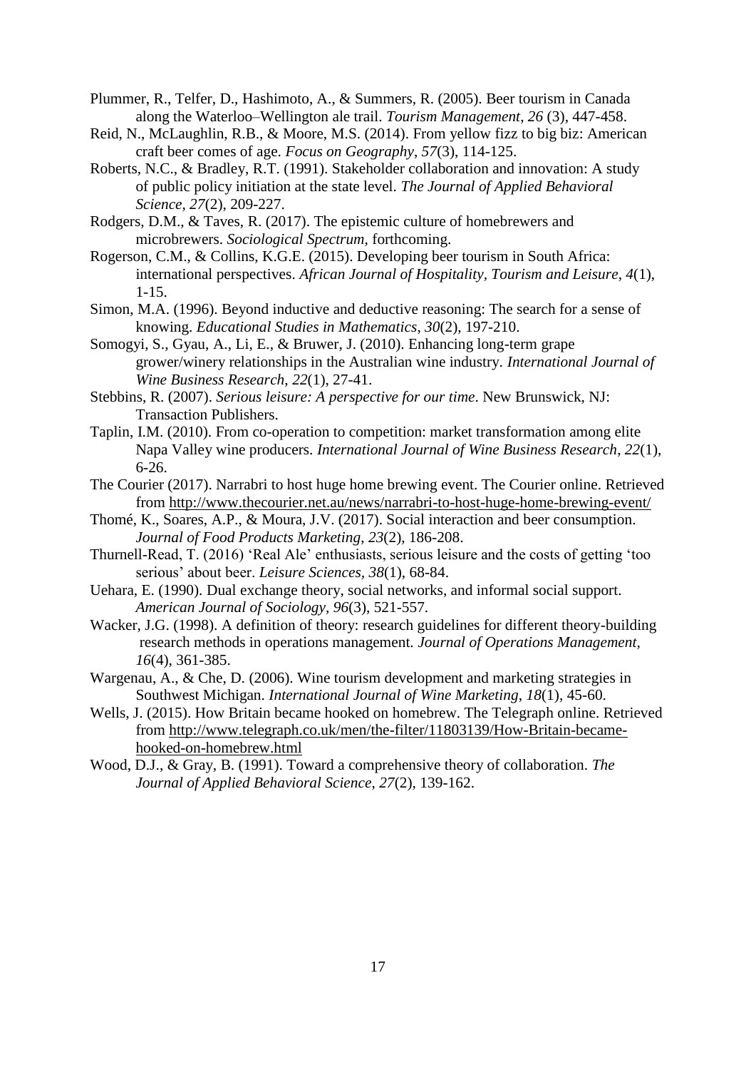Plummer, R., Telfer, D., Hashimoto, A., & Summers, R. (2005). Beer tourism in Canada along the Waterloo–Wellington ale trail. *Tourism Management*, *26* (3), 447-458.

Reid, N., McLaughlin, R.B., & Moore, M.S. (2014). From yellow fizz to big biz: American craft beer comes of age. *Focus on Geography*, *57*(3), 114-125.

Roberts, N.C., & Bradley, R.T. (1991). Stakeholder collaboration and innovation: A study of public policy initiation at the state level. *The Journal of Applied Behavioral Science*, *27*(2), 209-227.

Rodgers, D.M., & Taves, R. (2017). The epistemic culture of homebrewers and microbrewers. *Sociological Spectrum*, forthcoming.

Rogerson, C.M., & Collins, K.G.E. (2015). Developing beer tourism in South Africa: international perspectives. *African Journal of Hospitality, Tourism and Leisure*, *4*(1), 1-15.

Simon, M.A. (1996). Beyond inductive and deductive reasoning: The search for a sense of knowing. *Educational Studies in Mathematics*, *30*(2), 197-210.

Somogyi, S., Gyau, A., Li, E., & Bruwer, J. (2010). Enhancing long-term grape grower/winery relationships in the Australian wine industry. *International Journal of Wine Business Research*, *22*(1), 27-41.

Stebbins, R. (2007). *Serious leisure: A perspective for our time*. New Brunswick, NJ: Transaction Publishers.

Taplin, I.M. (2010). From co-operation to competition: market transformation among elite Napa Valley wine producers. *International Journal of Wine Business Research*, *22*(1), 6-26.

The Courier (2017). Narrabri to host huge home brewing event. The Courier online. Retrieved from http://www.thecourier.net.au/news/narrabri-to-host-huge-home-brewing-event/

Thomé, K., Soares, A.P., & Moura, J.V. (2017). Social interaction and beer consumption. *Journal of Food Products Marketing*, *23*(2), 186-208.

Thurnell-Read, T. (2016) 'Real Ale' enthusiasts, serious leisure and the costs of getting 'too serious' about beer. *Leisure Sciences*, *38*(1), 68-84.

Uehara, E. (1990). Dual exchange theory, social networks, and informal social support. *American Journal of Sociology*, *96*(3), 521-557.

Wacker, J.G. (1998). A definition of theory: research guidelines for different theory-building research methods in operations management. *Journal of Operations Management, 16*(4), 361-385.

Wargenau, A., & Che, D. (2006). Wine tourism development and marketing strategies in Southwest Michigan. *International Journal of Wine Marketing*, *18*(1), 45-60.

Wells, J. (2015). How Britain became hooked on homebrew. The Telegraph online. Retrieved from http://www.telegraph.co.uk/men/the-filter/11803139/How-Britain-became-hooked-on-homebrew.html

Wood, D.J., & Gray, B. (1991). Toward a comprehensive theory of collaboration. *The Journal of Applied Behavioral Science*, *27*(2), 139-162.